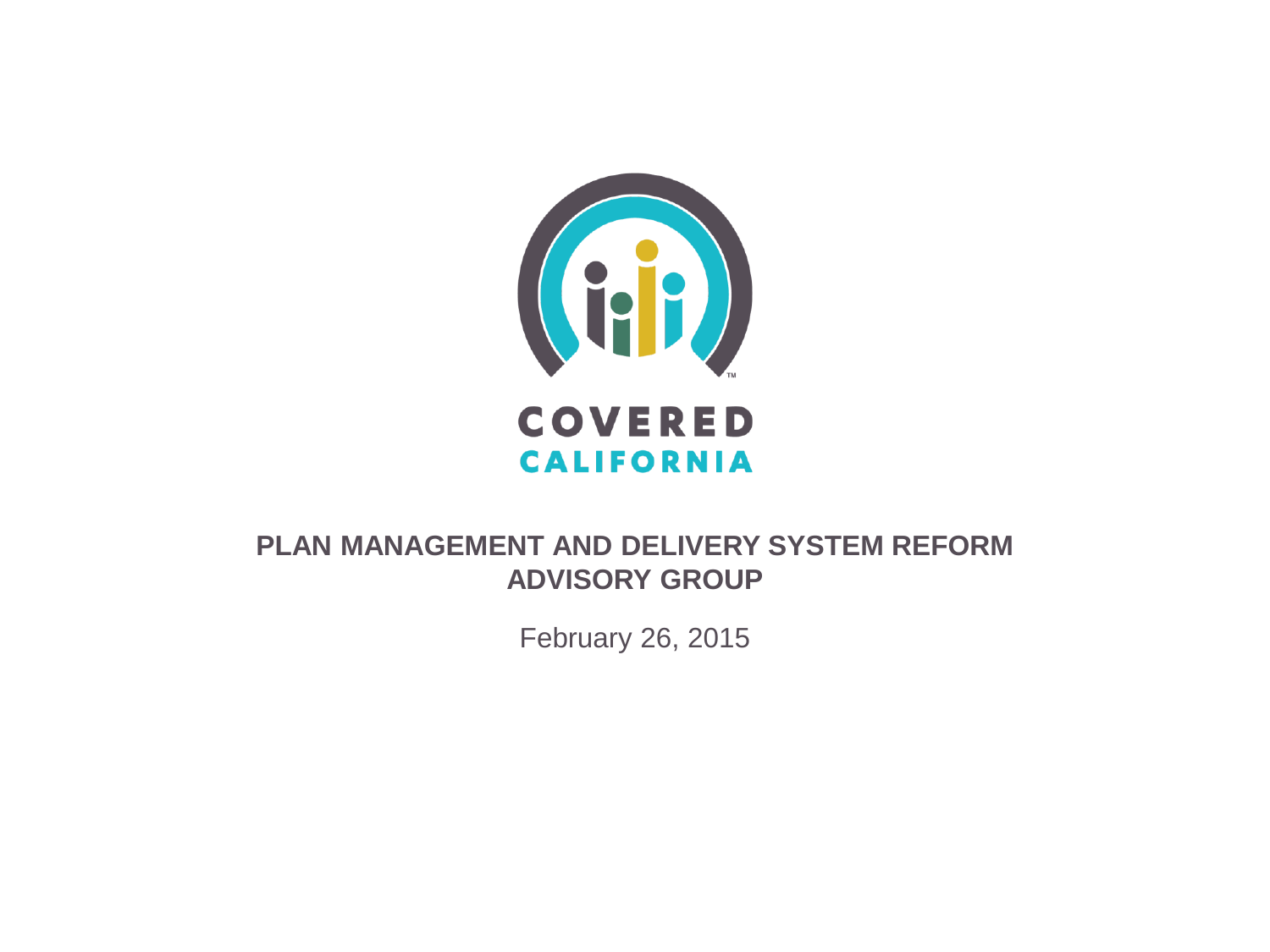COVERED CALIFORNIA

# PLAN MANAGEMENT AND DELIVERY SYSTEM REFORM ADVISORY GROUP

February 26, 2015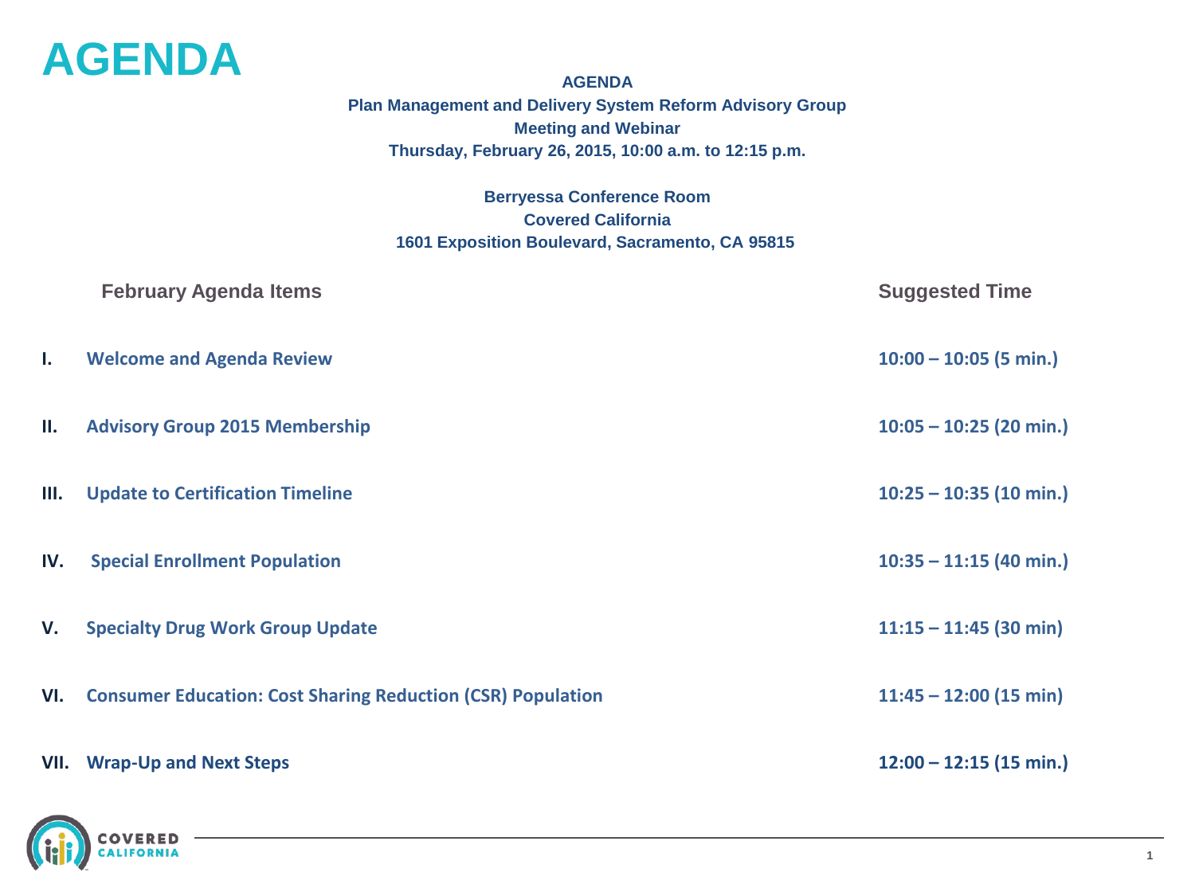# AGENDA

**AGENDA**
**Plan Management and Delivery System Reform Advisory Group**
**Meeting and Webinar**
**Thursday, February 26, 2015, 10:00 a.m. to 12:15 p.m.**

**Berryessa Conference Room**
**Covered California**
**1601 Exposition Boulevard, Sacramento, CA 95815**

| | February Agenda Items | Suggested Time |
| --- | --- | --- |
| **I.** | **Welcome and Agenda Review** | **10:00 – 10:05 (5 min.)** |
| **II.** | **Advisory Group 2015 Membership** | **10:05 – 10:25 (20 min.)** |
| **III.** | **Update to Certification Timeline** | **10:25 – 10:35 (10 min.)** |
| **IV.** | **Special Enrollment Population** | **10:35 – 11:15 (40 min.)** |
| **V.** | **Specialty Drug Work Group Update** | **11:15 – 11:45 (30 min)** |
| **VI.** | **Consumer Education: Cost Sharing Reduction (CSR) Population** | **11:45 – 12:00 (15 min)** |
| **VII.** | **Wrap-Up and Next Steps** | **12:00 – 12:15 (15 min.)** |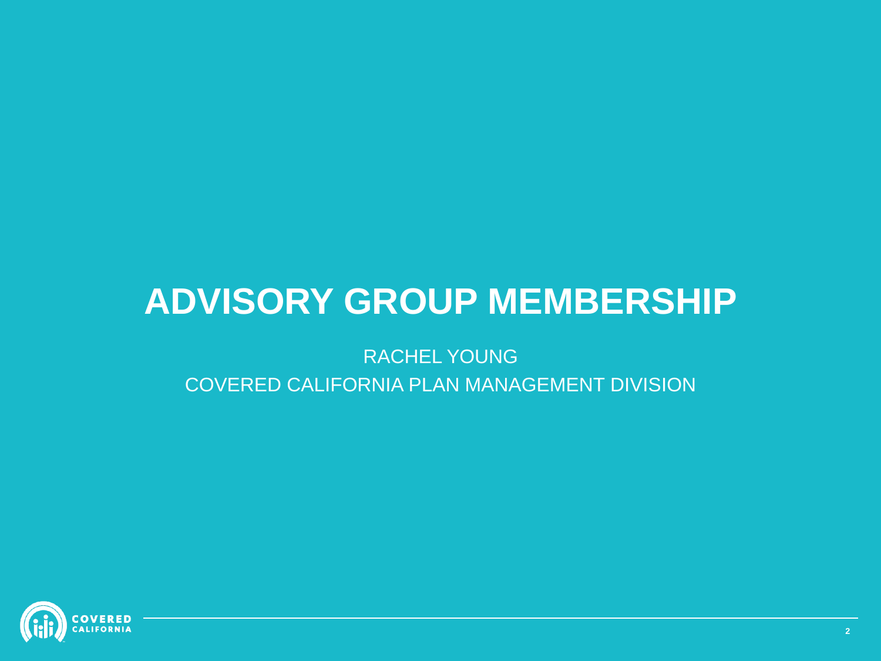# ADVISORY GROUP MEMBERSHIP

RACHEL YOUNG

COVERED CALIFORNIA PLAN MANAGEMENT DIVISION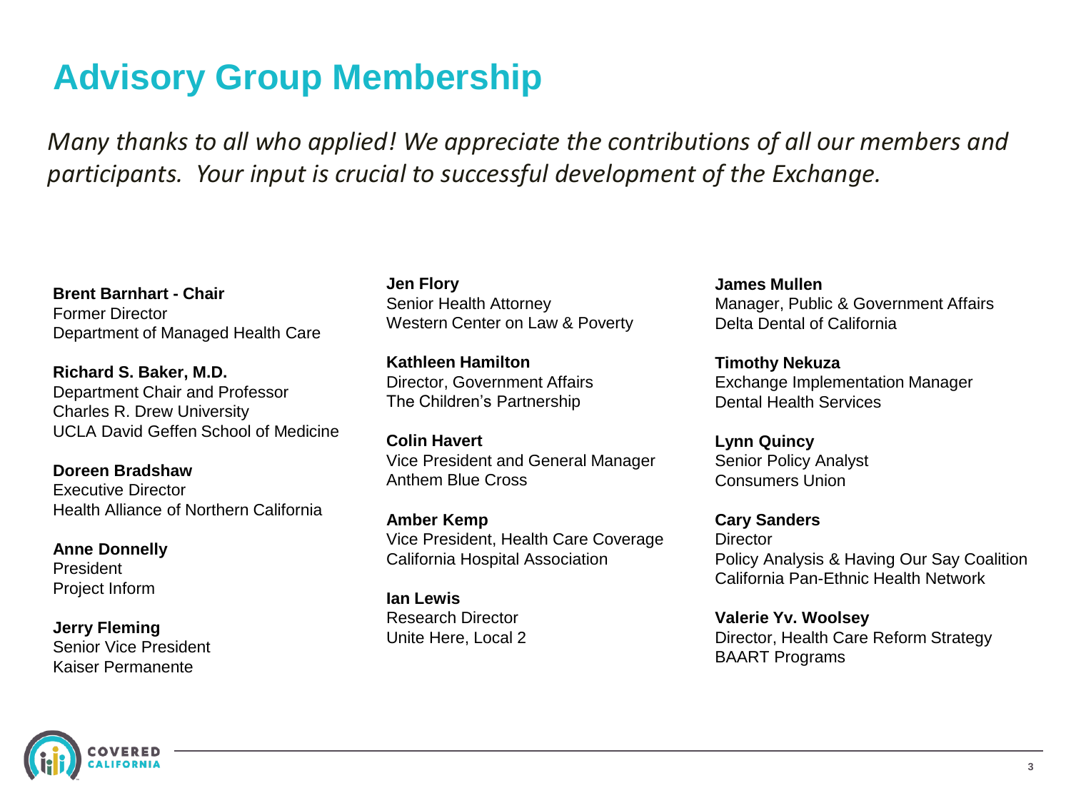# Advisory Group Membership

*Many thanks to all who applied! We appreciate the contributions of all our members and participants. Your input is crucial to successful development of the Exchange.*

**Brent Barnhart - Chair**
Former Director
Department of Managed Health Care

**Richard S. Baker, M.D.**
Department Chair and Professor
Charles R. Drew University
UCLA David Geffen School of Medicine

**Doreen Bradshaw**
Executive Director
Health Alliance of Northern California

**Anne Donnelly**
President
Project Inform

**Jerry Fleming**
Senior Vice President
Kaiser Permanente

**Jen Flory**
Senior Health Attorney
Western Center on Law & Poverty

**Kathleen Hamilton**
Director, Government Affairs
The Children's Partnership

**Colin Havert**
Vice President and General Manager
Anthem Blue Cross

**Amber Kemp**
Vice President, Health Care Coverage
California Hospital Association

**Ian Lewis**
Research Director
Unite Here, Local 2

**James Mullen**
Manager, Public & Government Affairs
Delta Dental of California

**Timothy Nekuza**
Exchange Implementation Manager
Dental Health Services

**Lynn Quincy**
Senior Policy Analyst
Consumers Union

**Cary Sanders**
Director
Policy Analysis & Having Our Say Coalition
California Pan-Ethnic Health Network

**Valerie Yv. Woolsey**
Director, Health Care Reform Strategy
BAART Programs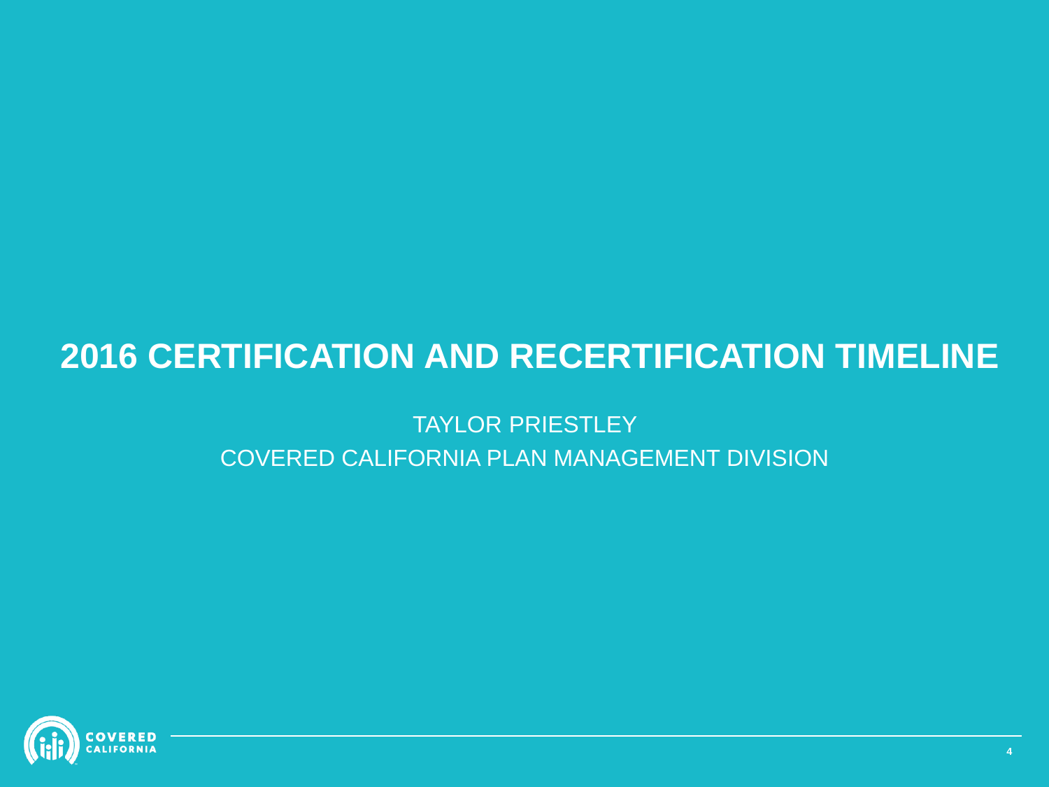# 2016 CERTIFICATION AND RECERTIFICATION TIMELINE

TAYLOR PRIESTLEY

COVERED CALIFORNIA PLAN MANAGEMENT DIVISION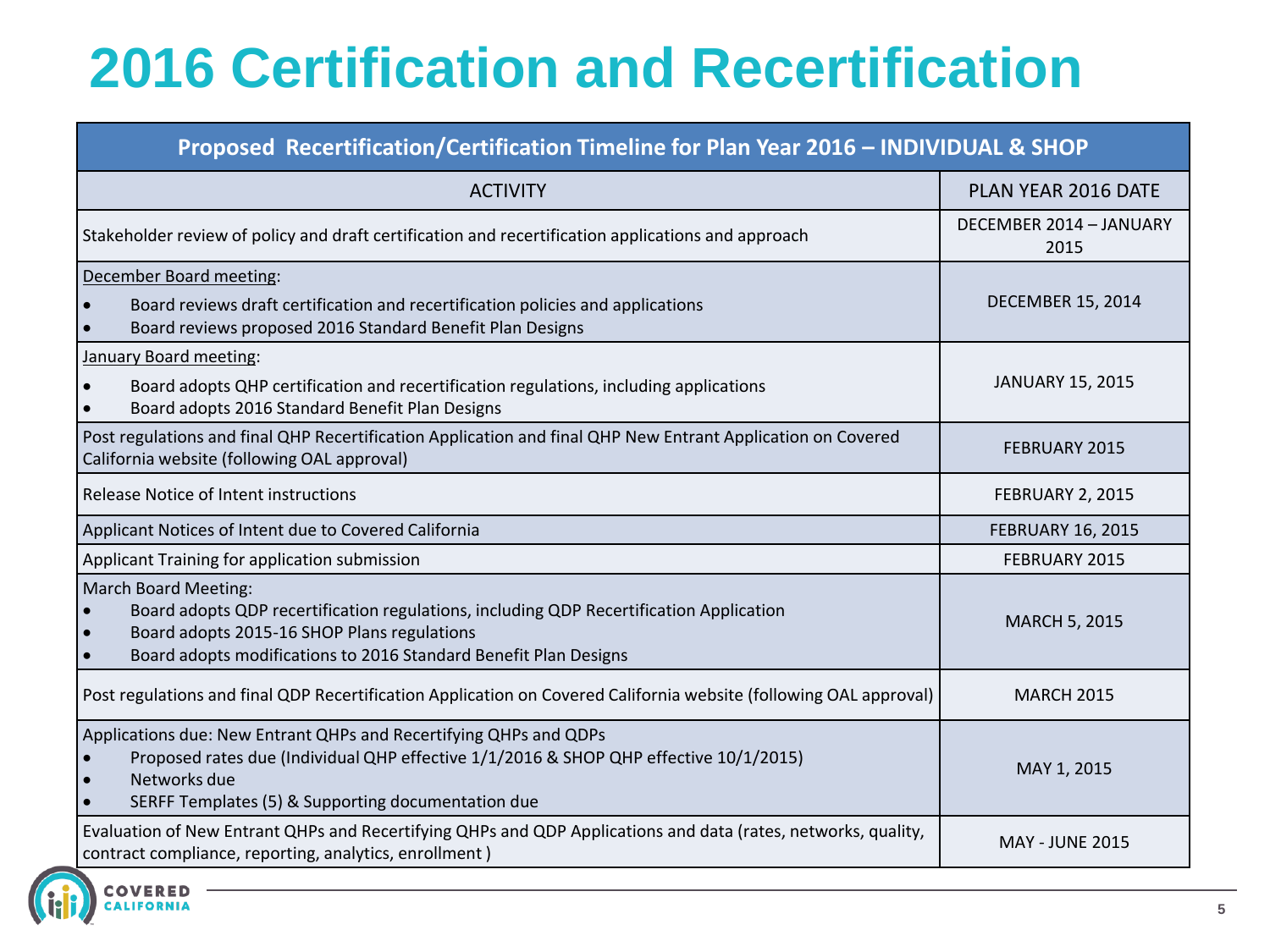# 2016 Certification and Recertification

| Proposed Recertification/Certification Timeline for Plan Year 2016 – INDIVIDUAL & SHOP | |
|---|---|
| ACTIVITY | PLAN YEAR 2016 DATE |
| Stakeholder review of policy and draft certification and recertification applications and approach | DECEMBER 2014 – JANUARY 2015 |
| December Board meeting:<br>• Board reviews draft certification and recertification policies and applications<br>• Board reviews proposed 2016 Standard Benefit Plan Designs | DECEMBER 15, 2014 |
| January Board meeting:<br>• Board adopts QHP certification and recertification regulations, including applications<br>• Board adopts 2016 Standard Benefit Plan Designs | JANUARY 15, 2015 |
| Post regulations and final QHP Recertification Application and final QHP New Entrant Application on Covered California website (following OAL approval) | FEBRUARY 2015 |
| Release Notice of Intent instructions | FEBRUARY 2, 2015 |
| Applicant Notices of Intent due to Covered California | FEBRUARY 16, 2015 |
| Applicant Training for application submission | FEBRUARY 2015 |
| March Board Meeting:<br>• Board adopts QDP recertification regulations, including QDP Recertification Application<br>• Board adopts 2015-16 SHOP Plans regulations<br>• Board adopts modifications to 2016 Standard Benefit Plan Designs | MARCH 5, 2015 |
| Post regulations and final QDP Recertification Application on Covered California website (following OAL approval) | MARCH 2015 |
| Applications due: New Entrant QHPs and Recertifying QHPs and QDPs<br>• Proposed rates due (Individual QHP effective 1/1/2016 & SHOP QHP effective 10/1/2015)<br>• Networks due<br>• SERFF Templates (5) & Supporting documentation due | MAY 1, 2015 |
| Evaluation of New Entrant QHPs and Recertifying QHPs and QDP Applications and data (rates, networks, quality, contract compliance, reporting, analytics, enrollment ) | MAY - JUNE 2015 |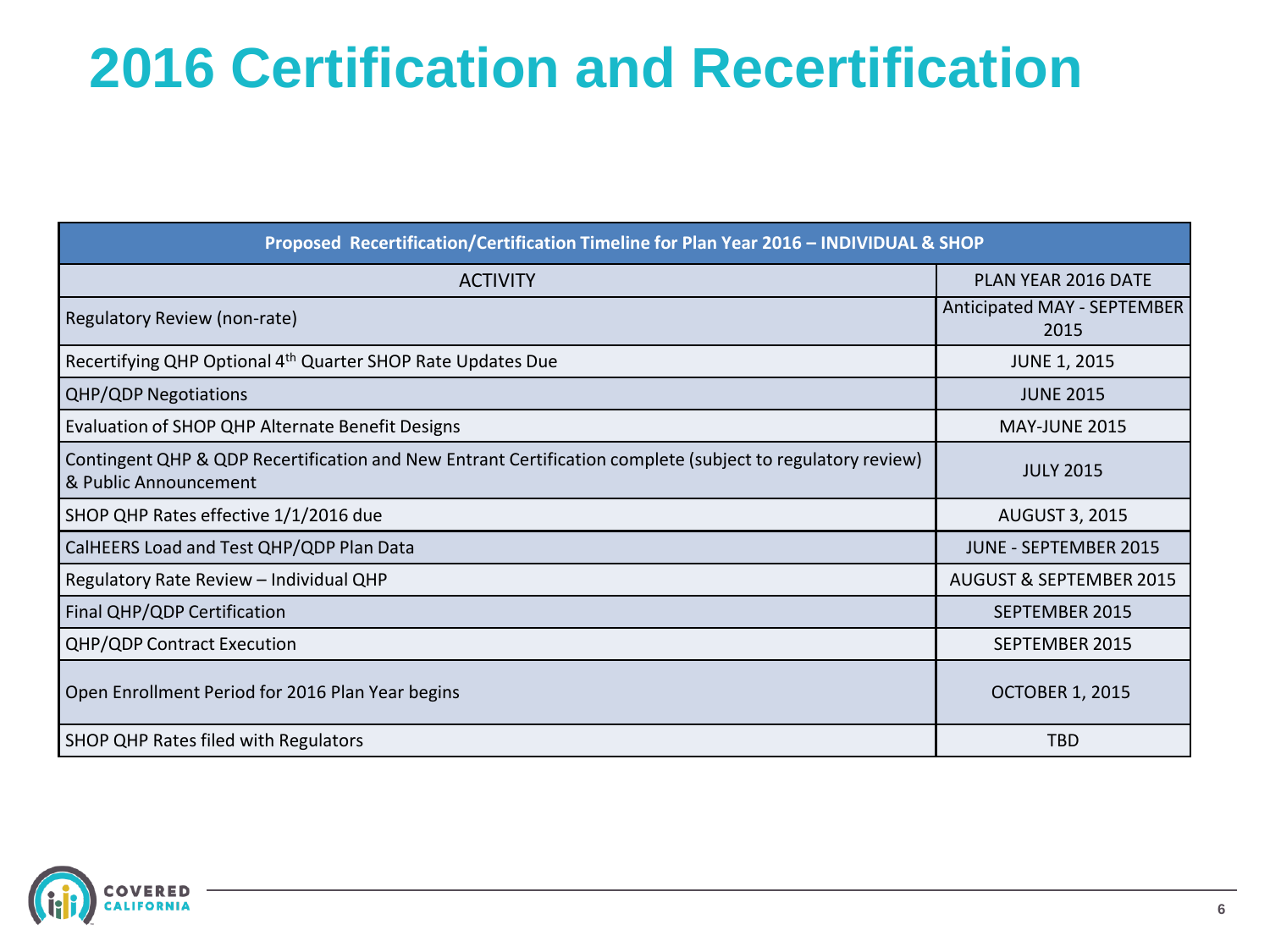# 2016 Certification and Recertification

| Proposed Recertification/Certification Timeline for Plan Year 2016 – INDIVIDUAL & SHOP | |
|---|---|
| ACTIVITY | PLAN YEAR 2016 DATE |
| Regulatory Review (non-rate) | Anticipated MAY - SEPTEMBER 2015 |
| Recertifying QHP Optional 4th Quarter SHOP Rate Updates Due | JUNE 1, 2015 |
| QHP/QDP Negotiations | JUNE 2015 |
| Evaluation of SHOP QHP Alternate Benefit Designs | MAY-JUNE 2015 |
| Contingent QHP & QDP Recertification and New Entrant Certification complete (subject to regulatory review) & Public Announcement | JULY 2015 |
| SHOP QHP Rates effective 1/1/2016 due | AUGUST 3, 2015 |
| CalHEERS Load and Test QHP/QDP Plan Data | JUNE - SEPTEMBER 2015 |
| Regulatory Rate Review – Individual QHP | AUGUST & SEPTEMBER 2015 |
| Final QHP/QDP Certification | SEPTEMBER 2015 |
| QHP/QDP Contract Execution | SEPTEMBER 2015 |
| Open Enrollment Period for 2016 Plan Year begins | OCTOBER 1, 2015 |
| SHOP QHP Rates filed with Regulators | TBD |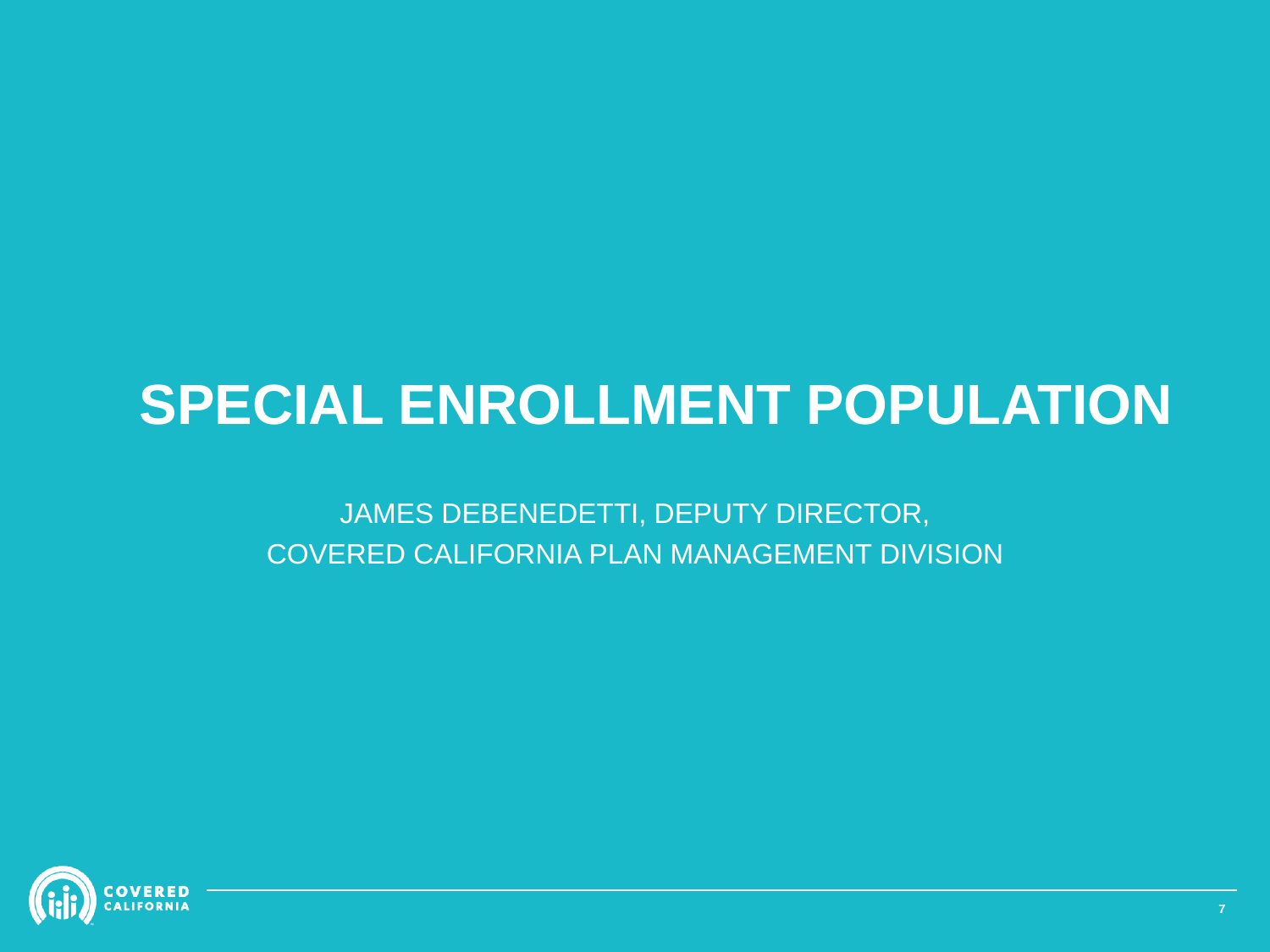# SPECIAL ENROLLMENT POPULATION

JAMES DEBENEDETTI, DEPUTY DIRECTOR,
COVERED CALIFORNIA PLAN MANAGEMENT DIVISION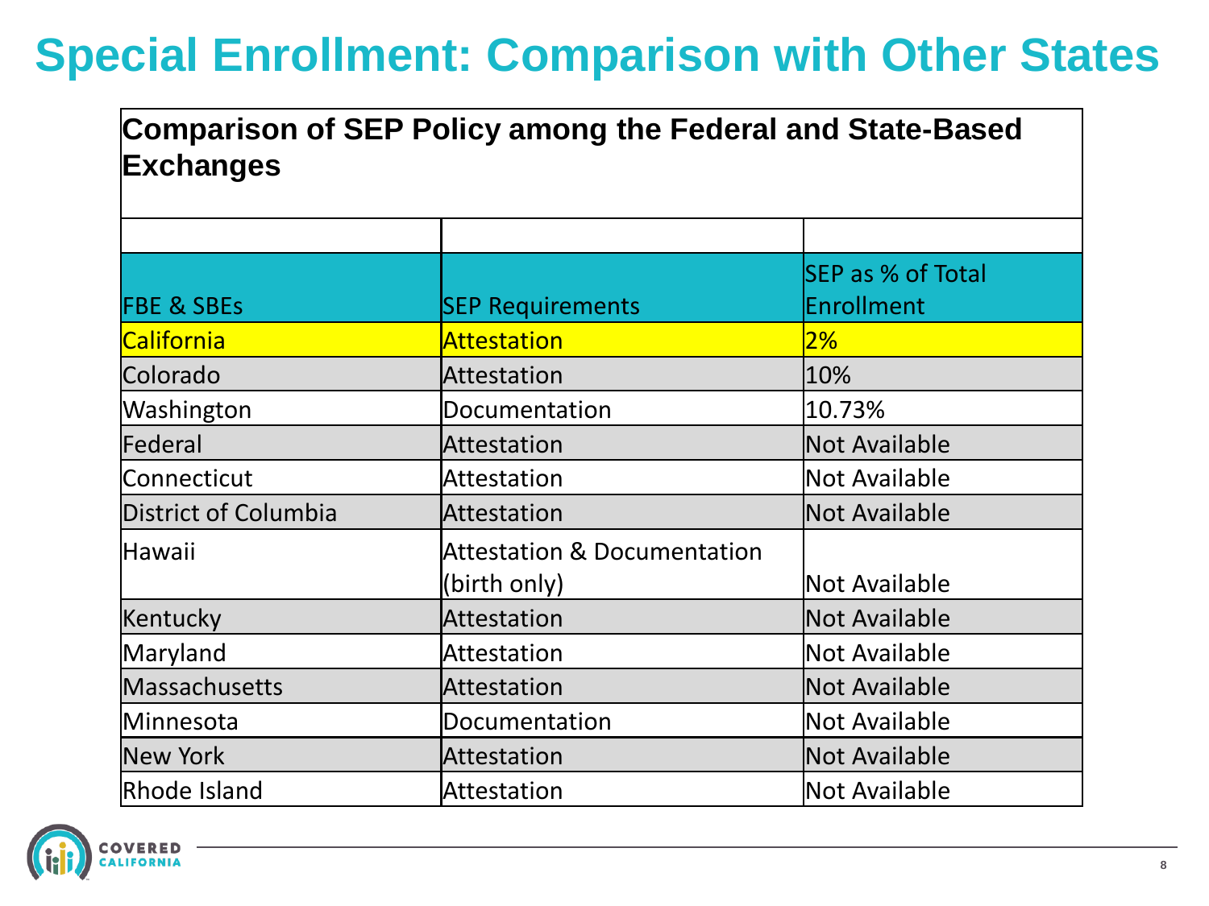# Special Enrollment: Comparison with Other States

**Comparison of SEP Policy among the Federal and State-Based Exchanges**

| FBE & SBEs | SEP Requirements | SEP as % of Total Enrollment |
|---|---|---|
| California | Attestation | 2% |
| Colorado | Attestation | 10% |
| Washington | Documentation | 10.73% |
| Federal | Attestation | Not Available |
| Connecticut | Attestation | Not Available |
| District of Columbia | Attestation | Not Available |
| Hawaii | Attestation & Documentation (birth only) | Not Available |
| Kentucky | Attestation | Not Available |
| Maryland | Attestation | Not Available |
| Massachusetts | Attestation | Not Available |
| Minnesota | Documentation | Not Available |
| New York | Attestation | Not Available |
| Rhode Island | Attestation | Not Available |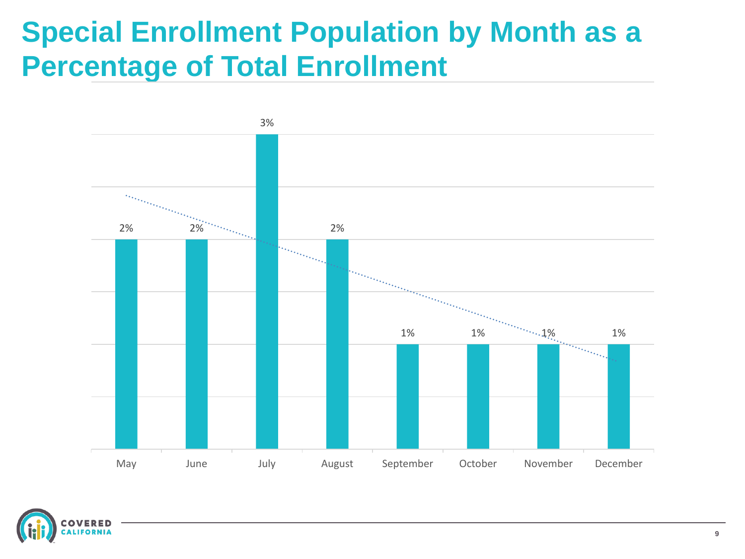# Special Enrollment Population by Month as a Percentage of Total Enrollment

| Month | Percentage |
|---|---|
| May | 2% |
| June | 2% |
| July | 3% |
| August | 2% |
| September | 1% |
| October | 1% |
| November | 1% |
| December | 1% |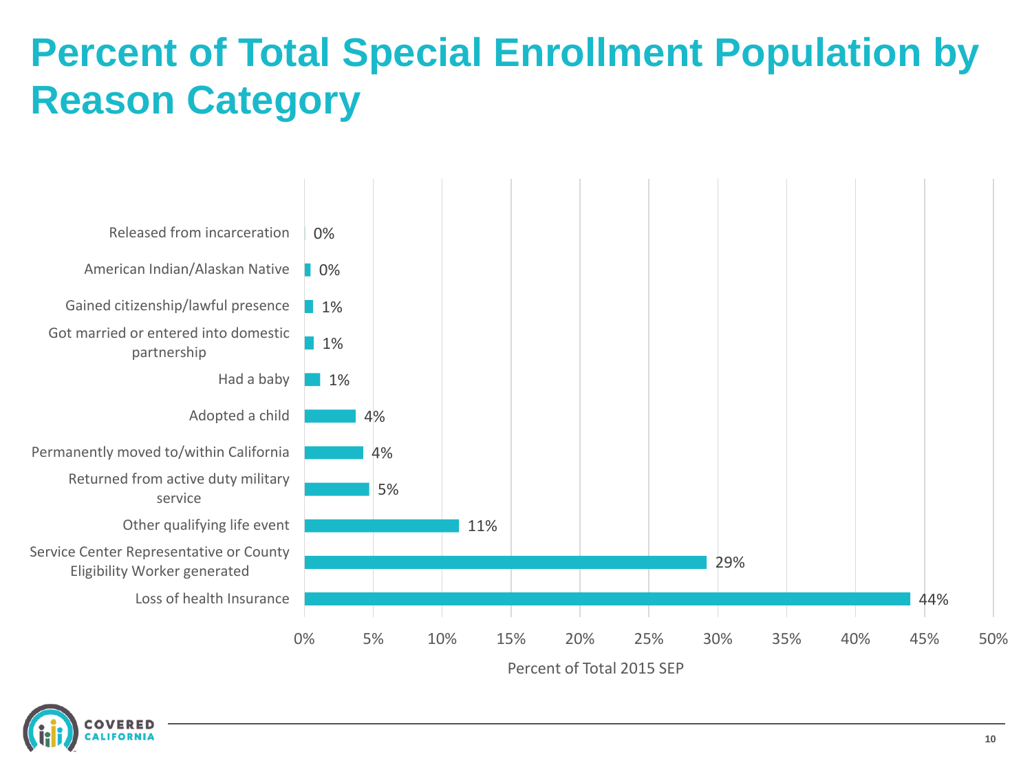# Percent of Total Special Enrollment Population by Reason Category

| Reason Category | Percent of Total 2015 SEP |
|---|---|
| Released from incarceration | 0% |
| American Indian/Alaskan Native | 0% |
| Gained citizenship/lawful presence | 1% |
| Got married or entered into domestic partnership | 1% |
| Had a baby | 1% |
| Adopted a child | 4% |
| Permanently moved to/within California | 4% |
| Returned from active duty military service | 5% |
| Other qualifying life event | 11% |
| Service Center Representative or County Eligibility Worker generated | 29% |
| Loss of health Insurance | 44% |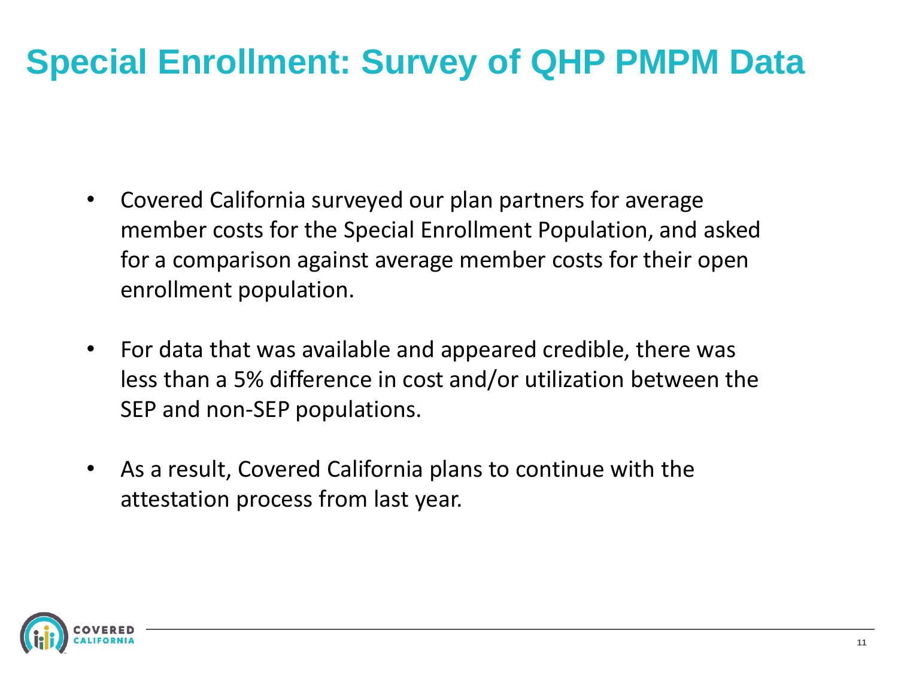# Special Enrollment: Survey of QHP PMPM Data

- Covered California surveyed our plan partners for average member costs for the Special Enrollment Population, and asked for a comparison against average member costs for their open enrollment population.
- For data that was available and appeared credible, there was less than a 5% difference in cost and/or utilization between the SEP and non-SEP populations.
- As a result, Covered California plans to continue with the attestation process from last year.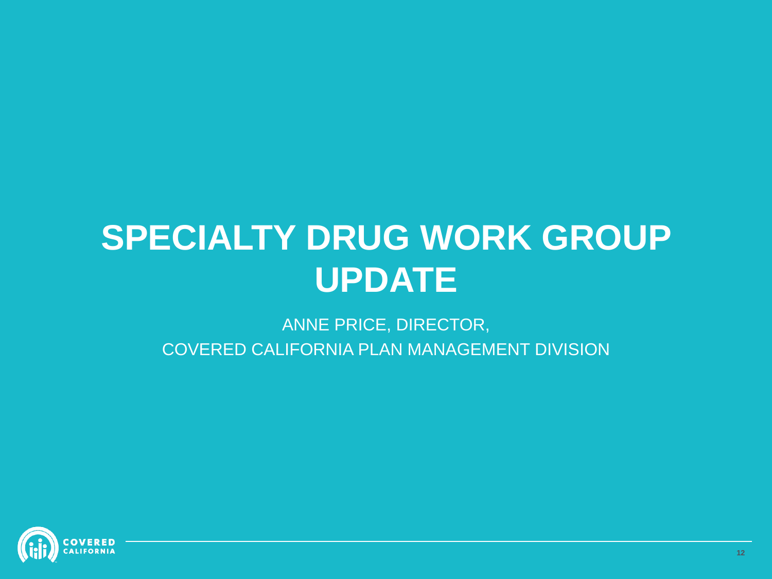# SPECIALTY DRUG WORK GROUP UPDATE

ANNE PRICE, DIRECTOR,

COVERED CALIFORNIA PLAN MANAGEMENT DIVISION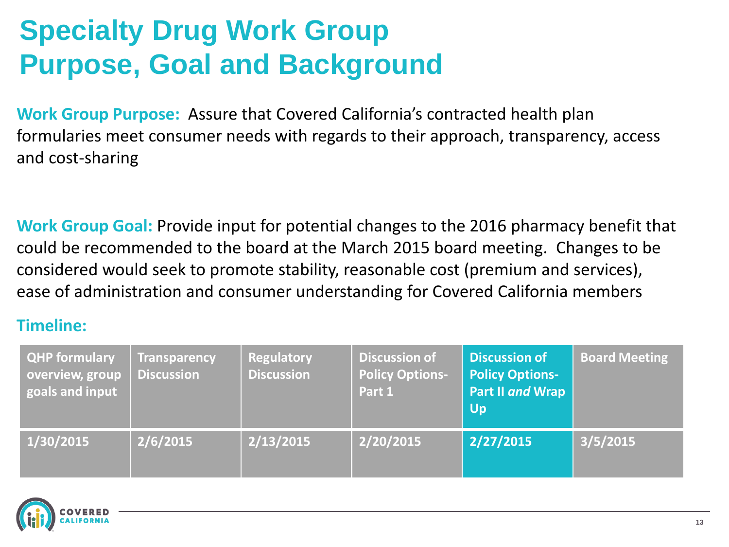# Specialty Drug Work Group Purpose, Goal and Background

**Work Group Purpose:** Assure that Covered California's contracted health plan formularies meet consumer needs with regards to their approach, transparency, access and cost-sharing

**Work Group Goal:** Provide input for potential changes to the 2016 pharmacy benefit that could be recommended to the board at the March 2015 board meeting. Changes to be considered would seek to promote stability, reasonable cost (premium and services), ease of administration and consumer understanding for Covered California members

**Timeline:**

| QHP formulary overview, group goals and input | Transparency Discussion | Regulatory Discussion | Discussion of Policy Options- Part 1 | Discussion of Policy Options- Part II *and* Wrap Up | Board Meeting |
|---|---|---|---|---|---|
| 1/30/2015 | 2/6/2015 | 2/13/2015 | 2/20/2015 | 2/27/2015 | 3/5/2015 |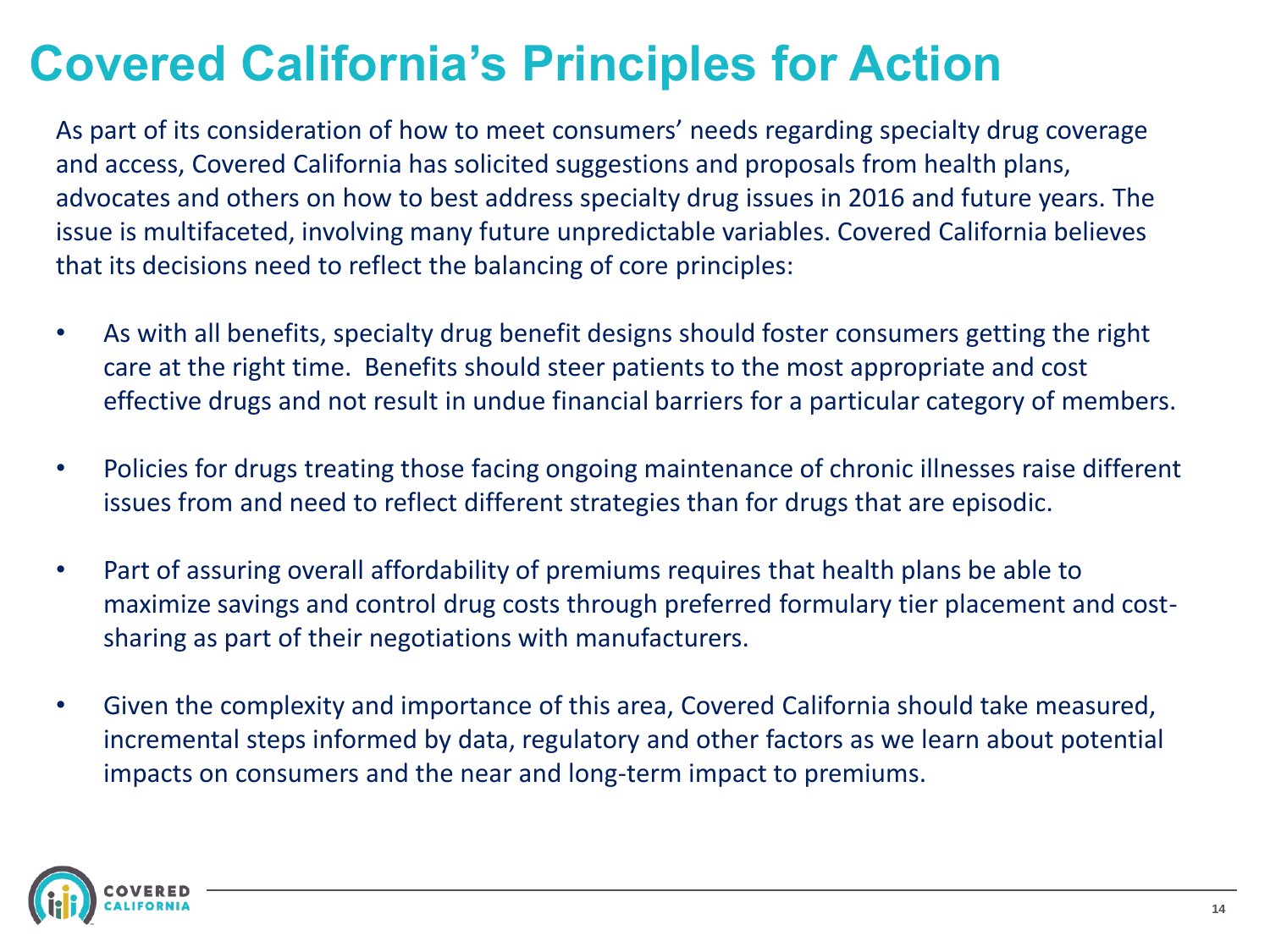# Covered California's Principles for Action

As part of its consideration of how to meet consumers' needs regarding specialty drug coverage and access, Covered California has solicited suggestions and proposals from health plans, advocates and others on how to best address specialty drug issues in 2016 and future years. The issue is multifaceted, involving many future unpredictable variables. Covered California believes that its decisions need to reflect the balancing of core principles:

- As with all benefits, specialty drug benefit designs should foster consumers getting the right care at the right time. Benefits should steer patients to the most appropriate and cost effective drugs and not result in undue financial barriers for a particular category of members.
- Policies for drugs treating those facing ongoing maintenance of chronic illnesses raise different issues from and need to reflect different strategies than for drugs that are episodic.
- Part of assuring overall affordability of premiums requires that health plans be able to maximize savings and control drug costs through preferred formulary tier placement and cost-sharing as part of their negotiations with manufacturers.
- Given the complexity and importance of this area, Covered California should take measured, incremental steps informed by data, regulatory and other factors as we learn about potential impacts on consumers and the near and long-term impact to premiums.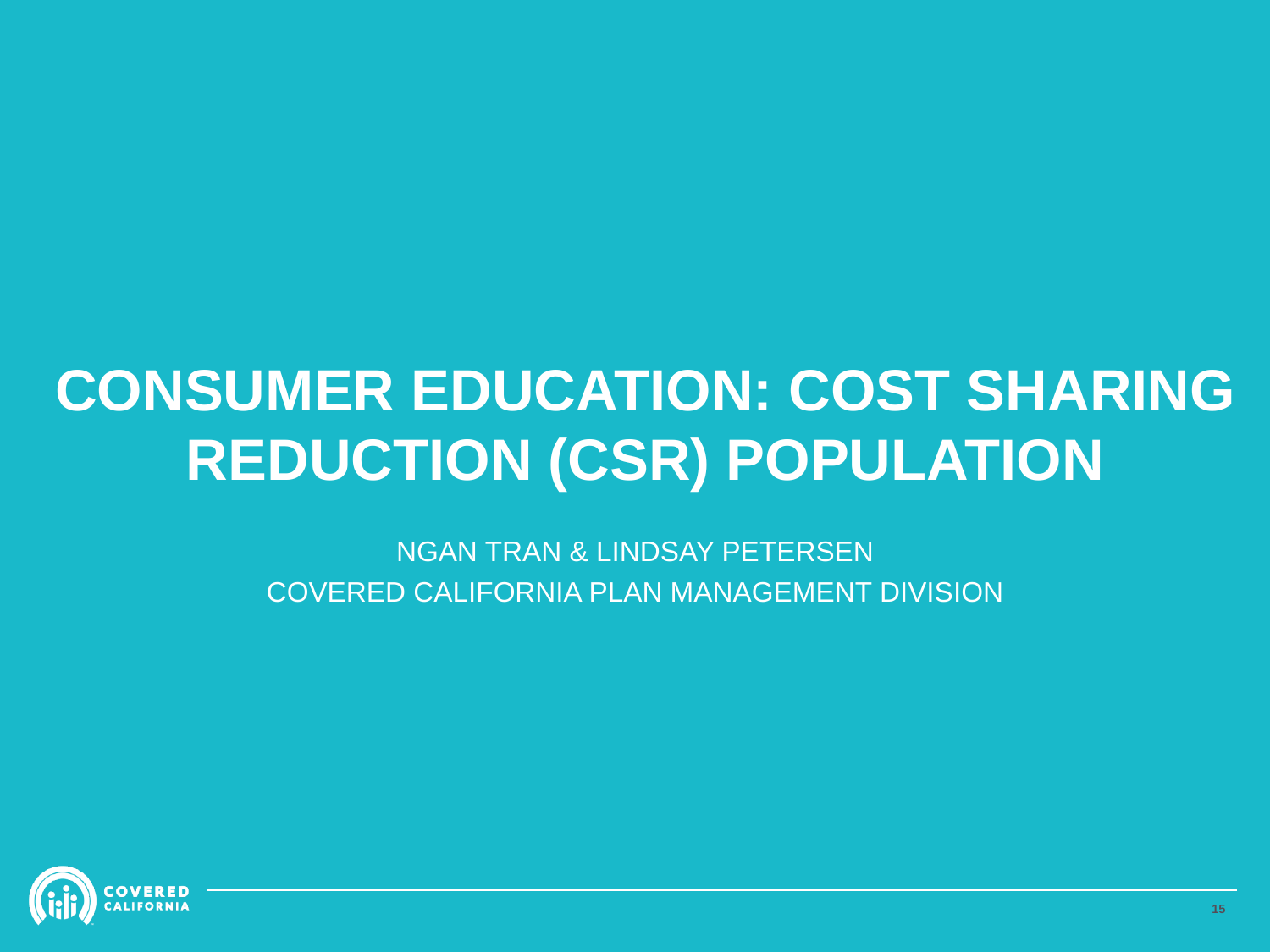# CONSUMER EDUCATION: COST SHARING REDUCTION (CSR) POPULATION

NGAN TRAN & LINDSAY PETERSEN

COVERED CALIFORNIA PLAN MANAGEMENT DIVISION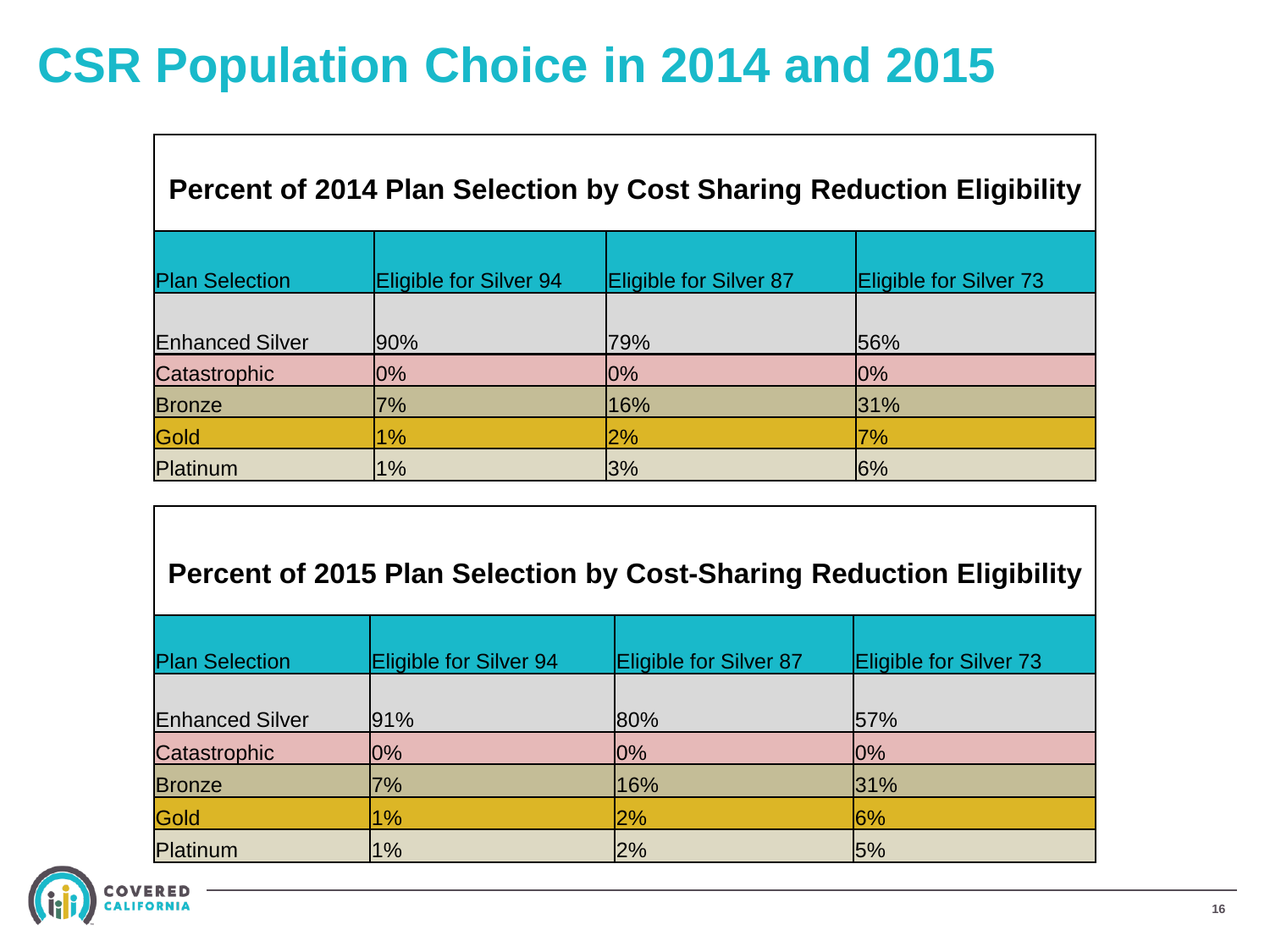# CSR Population Choice in 2014 and 2015

| Percent of 2014 Plan Selection by Cost Sharing Reduction Eligibility | | | |
|---|---|---|---|
| Plan Selection | Eligible for Silver 94 | Eligible for Silver 87 | Eligible for Silver 73 |
| Enhanced Silver | 90% | 79% | 56% |
| Catastrophic | 0% | 0% | 0% |
| Bronze | 7% | 16% | 31% |
| Gold | 1% | 2% | 7% |
| Platinum | 1% | 3% | 6% |

| Percent of 2015 Plan Selection by Cost-Sharing Reduction Eligibility | | | |
|---|---|---|---|
| Plan Selection | Eligible for Silver 94 | Eligible for Silver 87 | Eligible for Silver 73 |
| Enhanced Silver | 91% | 80% | 57% |
| Catastrophic | 0% | 0% | 0% |
| Bronze | 7% | 16% | 31% |
| Gold | 1% | 2% | 6% |
| Platinum | 1% | 2% | 5% |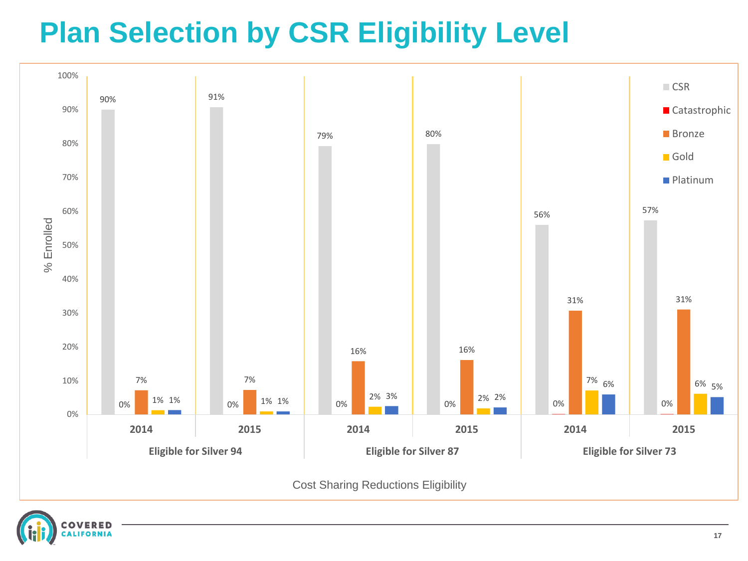# Plan Selection by CSR Eligibility Level

| Cost Sharing Reductions Eligibility | Year | CSR | Catastrophic | Bronze | Gold | Platinum |
|---|---|---|---|---|---|---|
| Eligible for Silver 94 | 2014 | 90% | 0% | 7% | 1% | 1% |
| | 2015 | 91% | 0% | 7% | 1% | 1% |
| Eligible for Silver 87 | 2014 | 79% | 0% | 16% | 2% | 3% |
| | 2015 | 80% | 0% | 16% | 2% | 2% |
| Eligible for Silver 73 | 2014 | 56% | 0% | 31% | 7% | 6% |
| | 2015 | 57% | 0% | 31% | 6% | 5% |

% Enrolled

Cost Sharing Reductions Eligibility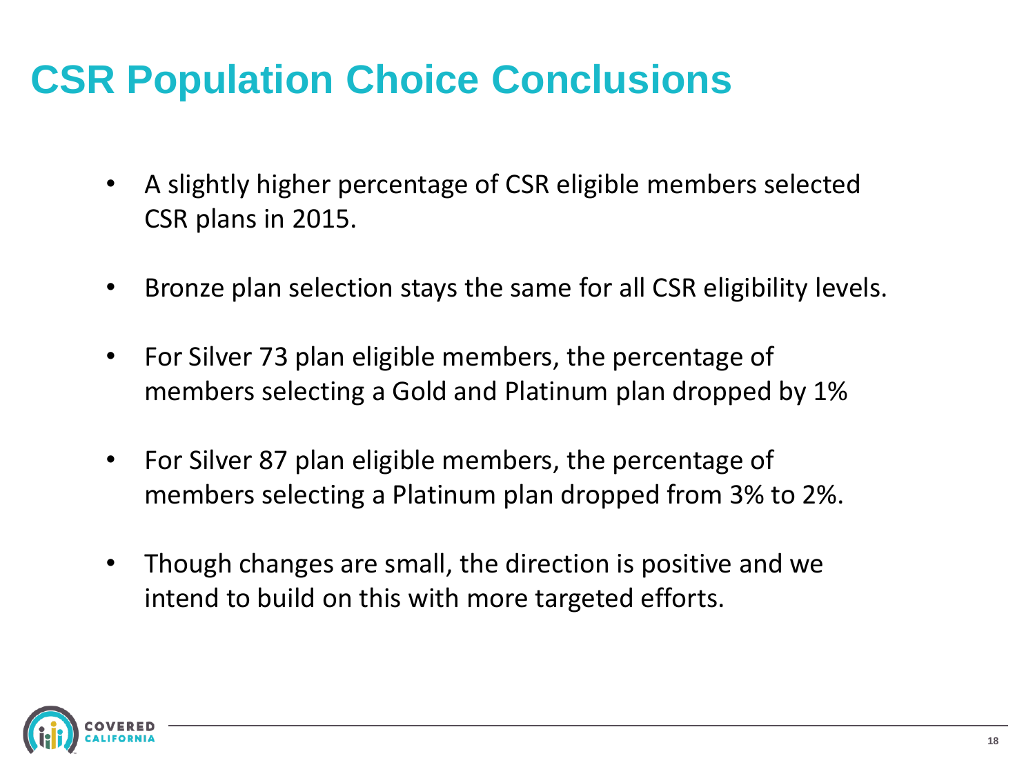# CSR Population Choice Conclusions

- A slightly higher percentage of CSR eligible members selected CSR plans in 2015.
- Bronze plan selection stays the same for all CSR eligibility levels.
- For Silver 73 plan eligible members, the percentage of members selecting a Gold and Platinum plan dropped by 1%
- For Silver 87 plan eligible members, the percentage of members selecting a Platinum plan dropped from 3% to 2%.
- Though changes are small, the direction is positive and we intend to build on this with more targeted efforts.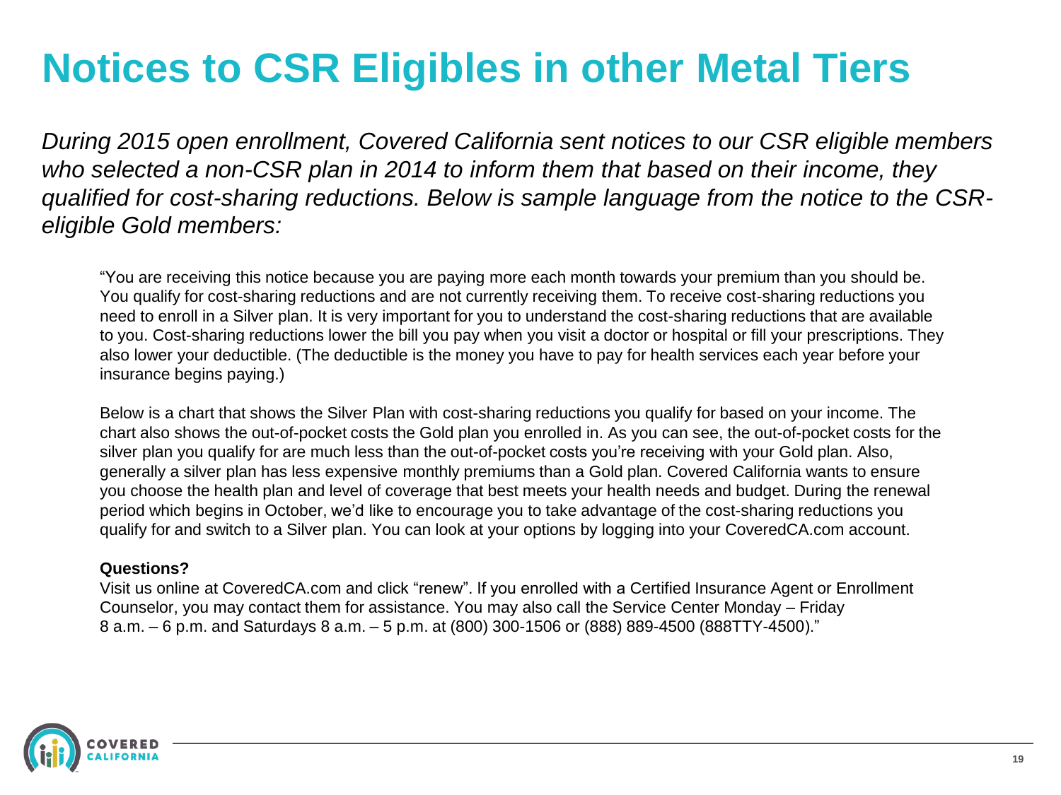# Notices to CSR Eligibles in other Metal Tiers

*During 2015 open enrollment, Covered California sent notices to our CSR eligible members who selected a non-CSR plan in 2014 to inform them that based on their income, they qualified for cost-sharing reductions. Below is sample language from the notice to the CSR-eligible Gold members:*

"You are receiving this notice because you are paying more each month towards your premium than you should be. You qualify for cost-sharing reductions and are not currently receiving them. To receive cost-sharing reductions you need to enroll in a Silver plan. It is very important for you to understand the cost-sharing reductions that are available to you. Cost-sharing reductions lower the bill you pay when you visit a doctor or hospital or fill your prescriptions. They also lower your deductible. (The deductible is the money you have to pay for health services each year before your insurance begins paying.)

Below is a chart that shows the Silver Plan with cost-sharing reductions you qualify for based on your income. The chart also shows the out-of-pocket costs the Gold plan you enrolled in. As you can see, the out-of-pocket costs for the silver plan you qualify for are much less than the out-of-pocket costs you're receiving with your Gold plan. Also, generally a silver plan has less expensive monthly premiums than a Gold plan. Covered California wants to ensure you choose the health plan and level of coverage that best meets your health needs and budget. During the renewal period which begins in October, we'd like to encourage you to take advantage of the cost-sharing reductions you qualify for and switch to a Silver plan. You can look at your options by logging into your CoveredCA.com account.

**Questions?**

Visit us online at CoveredCA.com and click "renew". If you enrolled with a Certified Insurance Agent or Enrollment Counselor, you may contact them for assistance. You may also call the Service Center Monday – Friday 8 a.m. – 6 p.m. and Saturdays 8 a.m. – 5 p.m. at (800) 300-1506 or (888) 889-4500 (888TTY-4500)."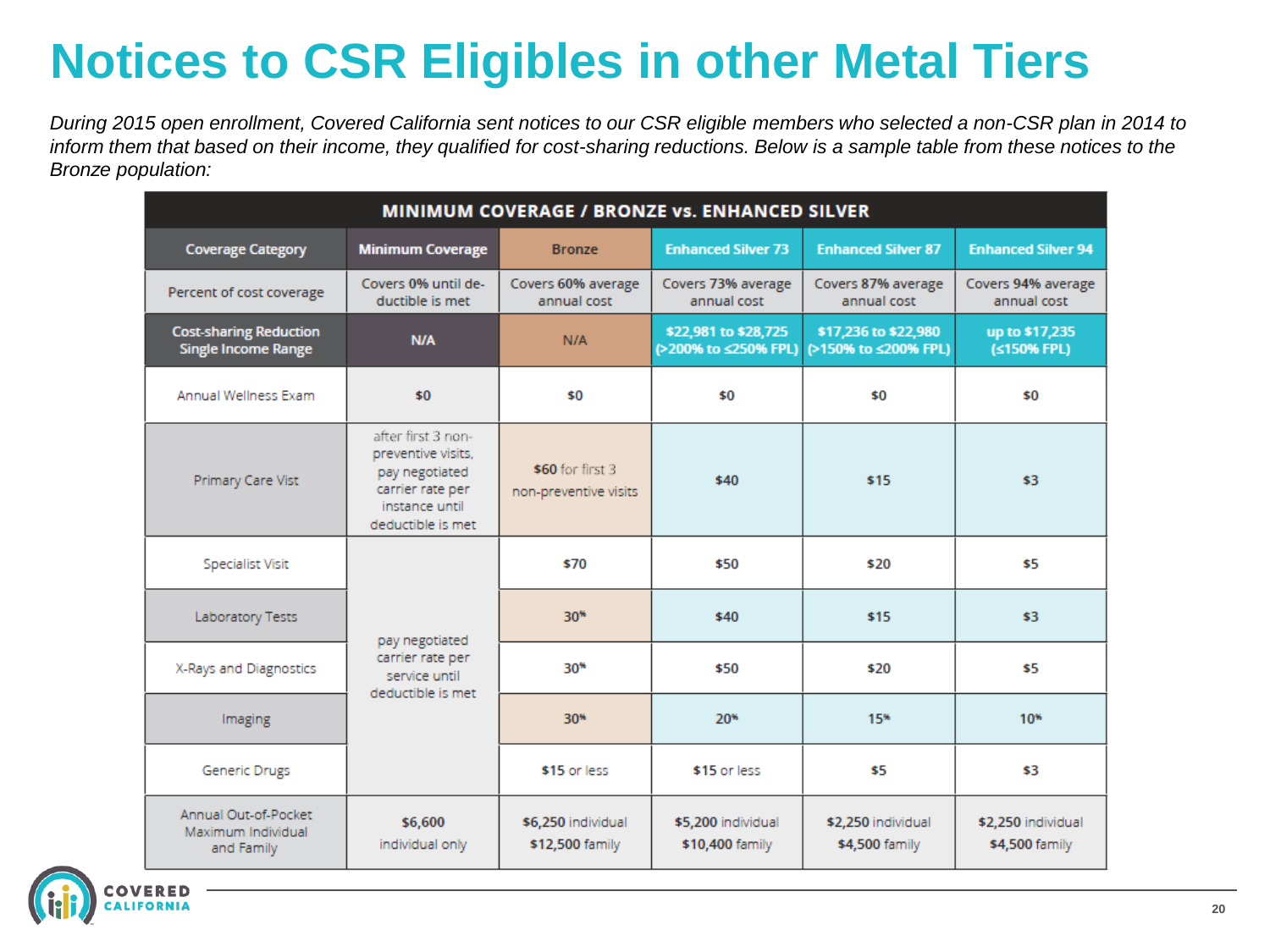# Notices to CSR Eligibles in other Metal Tiers

*During 2015 open enrollment, Covered California sent notices to our CSR eligible members who selected a non-CSR plan in 2014 to inform them that based on their income, they qualified for cost-sharing reductions. Below is a sample table from these notices to the Bronze population:*

| MINIMUM COVERAGE / BRONZE vs. ENHANCED SILVER | | | | | |
|---|---|---|---|---|---|
| **Coverage Category** | **Minimum Coverage** | **Bronze** | **Enhanced Silver 73** | **Enhanced Silver 87** | **Enhanced Silver 94** |
| Percent of cost coverage | Covers 0% until deductible is met | Covers 60% average annual cost | Covers 73% average annual cost | Covers 87% average annual cost | Covers 94% average annual cost |
| **Cost-sharing Reduction Single Income Range** | **N/A** | **N/A** | **$22,981 to $28,725 (>200% to ≤250% FPL)** | **$17,236 to $22,980 (>150% to ≤200% FPL)** | **up to $17,235 (≤150% FPL)** |
| Annual Wellness Exam | **$0** | **$0** | **$0** | **$0** | **$0** |
| Primary Care Vist | after first 3 non-preventive visits, pay negotiated carrier rate per instance until deductible is met | **$60** for first 3 non-preventive visits | **$40** | **$15** | **$3** |
| Specialist Visit | pay negotiated carrier rate per service until deductible is met | **$70** | **$50** | **$20** | **$5** |
| Laboratory Tests | | **30%** | **$40** | **$15** | **$3** |
| X-Rays and Diagnostics | | **30%** | **$50** | **$20** | **$5** |
| Imaging | | **30%** | **20%** | **15%** | **10%** |
| Generic Drugs | | **$15** or less | **$15** or less | **$5** | **$3** |
| Annual Out-of-Pocket Maximum Individual and Family | **$6,600** individual only | **$6,250** individual **$12,500** family | **$5,200** individual **$10,400** family | **$2,250** individual **$4,500** family | **$2,250** individual **$4,500** family |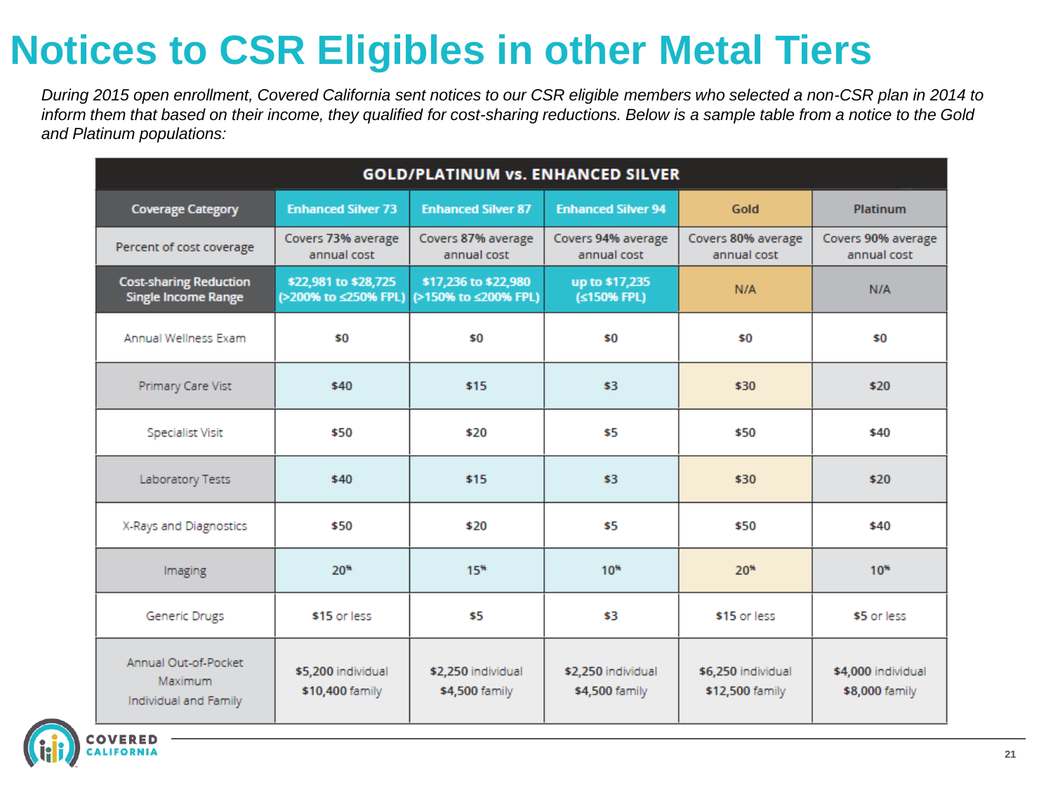# Notices to CSR Eligibles in other Metal Tiers

*During 2015 open enrollment, Covered California sent notices to our CSR eligible members who selected a non-CSR plan in 2014 to inform them that based on their income, they qualified for cost-sharing reductions. Below is a sample table from a notice to the Gold and Platinum populations:*

| GOLD/PLATINUM vs. ENHANCED SILVER | | | | | |
|---|---|---|---|---|---|
| **Coverage Category** | **Enhanced Silver 73** | **Enhanced Silver 87** | **Enhanced Silver 94** | **Gold** | **Platinum** |
| Percent of cost coverage | Covers 73% average annual cost | Covers 87% average annual cost | Covers 94% average annual cost | Covers 80% average annual cost | Covers 90% average annual cost |
| **Cost-sharing Reduction Single Income Range** | **$22,981 to $28,725 (>200% to ≤250% FPL)** | **$17,236 to $22,980 (>150% to ≤200% FPL)** | **up to $17,235 (≤150% FPL)** | N/A | N/A |
| Annual Wellness Exam | **$0** | **$0** | **$0** | **$0** | **$0** |
| Primary Care Vist | **$40** | **$15** | **$3** | **$30** | **$20** |
| Specialist Visit | **$50** | **$20** | **$5** | **$50** | **$40** |
| Laboratory Tests | **$40** | **$15** | **$3** | **$30** | **$20** |
| X-Rays and Diagnostics | **$50** | **$20** | **$5** | **$50** | **$40** |
| Imaging | **20%** | **15%** | **10%** | **20%** | **10%** |
| Generic Drugs | **$15** or less | **$5** | **$3** | **$15** or less | **$5** or less |
| Annual Out-of-Pocket Maximum Individual and Family | **$5,200** individual **$10,400** family | **$2,250** individual **$4,500** family | **$2,250** individual **$4,500** family | **$6,250** individual **$12,500** family | **$4,000** individual **$8,000** family |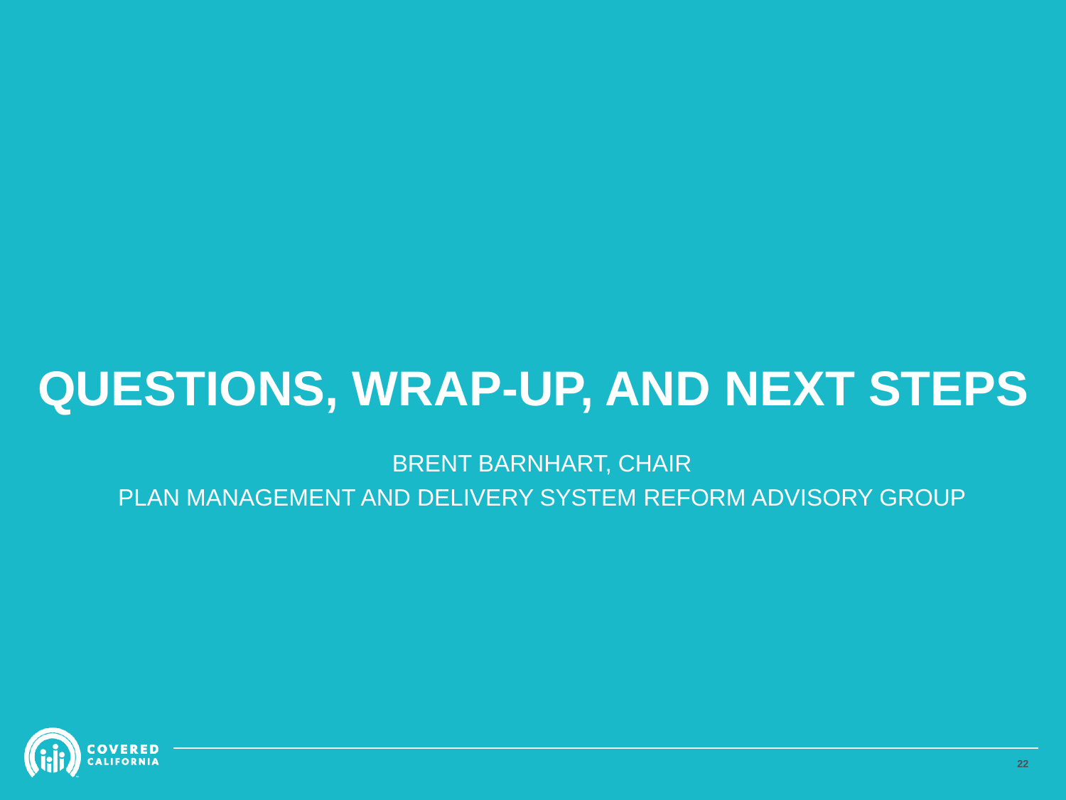# QUESTIONS, WRAP-UP, AND NEXT STEPS

BRENT BARNHART, CHAIR

PLAN MANAGEMENT AND DELIVERY SYSTEM REFORM ADVISORY GROUP